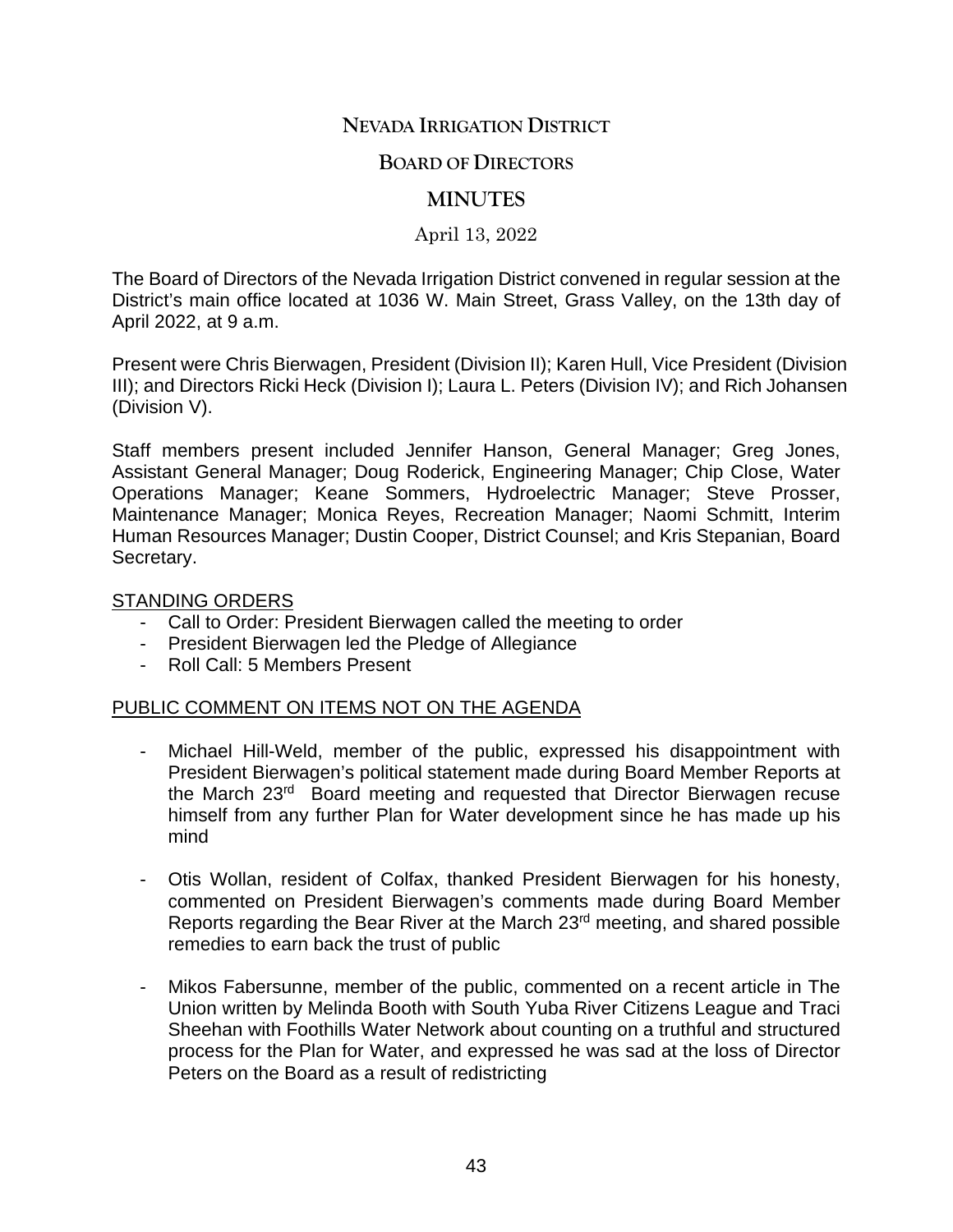# NEVADA IRRIGATION DISTRICT

## BOARD OF DIRECTORS

## MINUTES

April 13, 2022

The Board of Directors of the Nevada Irrigation District convened in regular session at the District's main office located at 1036 W. Main Street, Grass Valley, on the 13th day of April 2022, at 9 a.m.

Present were Chris Bierwagen, President (Division II); Karen Hull, Vice President (Division III); and Directors Ricki Heck (Division I); Laura L. Peters (Division IV); and Rich Johansen (Division V).

Staff members present included Jennifer Hanson, General Manager; Greg Jones, Assistant General Manager; Doug Roderick, Engineering Manager; Chip Close, Water Operations Manager; Keane Sommers, Hydroelectric Manager; Steve Prosser, Maintenance Manager; Monica Reyes, Recreation Manager; Naomi Schmitt, Interim Human Resources Manager; Dustin Cooper, District Counsel; and Kris Stepanian, Board Secretary.

STANDING ORDERS

- Call to Order: President Bierwagen called the meeting to order
- President Bierwagen led the Pledge of Allegiance
- Roll Call: 5 Members Present

PUBLIC COMMENT ON ITEMS NOT ON THE AGENDA

- Michael Hill-Weld, member of the public, expressed his disappointment with President Bierwagen's political statement made during Board Member Reports at the March 23rd Board meeting and requested that Director Bierwagen recuse himself from any further Plan for Water development since he has made up his mind

- Otis Wollan, resident of Colfax, thanked President Bierwagen for his honesty, commented on President Bierwagen's comments made during Board Member Reports regarding the Bear River at the March 23rd meeting, and shared possible remedies to earn back the trust of public

- Mikos Fabersunne, member of the public, commented on a recent article in The Union written by Melinda Booth with South Yuba River Citizens League and Traci Sheehan with Foothills Water Network about counting on a truthful and structured process for the Plan for Water, and expressed he was sad at the loss of Director Peters on the Board as a result of redistricting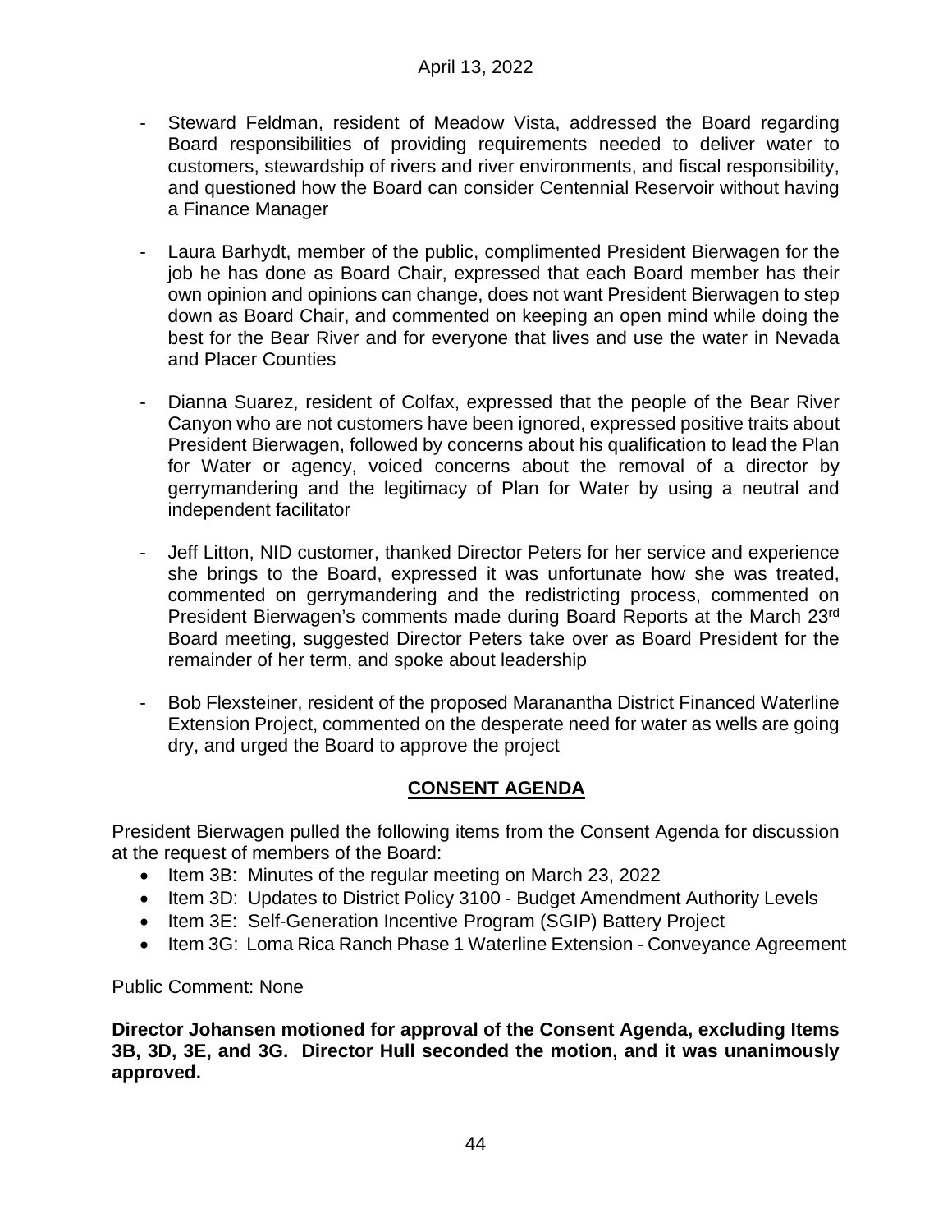- Steward Feldman, resident of Meadow Vista, addressed the Board regarding Board responsibilities of providing requirements needed to deliver water to customers, stewardship of rivers and river environments, and fiscal responsibility, and questioned how the Board can consider Centennial Reservoir without having a Finance Manager

- Laura Barhydt, member of the public, complimented President Bierwagen for the job he has done as Board Chair, expressed that each Board member has their own opinion and opinions can change, does not want President Bierwagen to step down as Board Chair, and commented on keeping an open mind while doing the best for the Bear River and for everyone that lives and use the water in Nevada and Placer Counties

- Dianna Suarez, resident of Colfax, expressed that the people of the Bear River Canyon who are not customers have been ignored, expressed positive traits about President Bierwagen, followed by concerns about his qualification to lead the Plan for Water or agency, voiced concerns about the removal of a director by gerrymandering and the legitimacy of Plan for Water by using a neutral and independent facilitator

- Jeff Litton, NID customer, thanked Director Peters for her service and experience she brings to the Board, expressed it was unfortunate how she was treated, commented on gerrymandering and the redistricting process, commented on President Bierwagen's comments made during Board Reports at the March 23rd Board meeting, suggested Director Peters take over as Board President for the remainder of her term, and spoke about leadership

- Bob Flexsteiner, resident of the proposed Maranantha District Financed Waterline Extension Project, commented on the desperate need for water as wells are going dry, and urged the Board to approve the project

## CONSENT AGENDA

President Bierwagen pulled the following items from the Consent Agenda for discussion at the request of members of the Board:

- Item 3B: Minutes of the regular meeting on March 23, 2022
- Item 3D: Updates to District Policy 3100 - Budget Amendment Authority Levels
- Item 3E: Self-Generation Incentive Program (SGIP) Battery Project
- Item 3G: Loma Rica Ranch Phase 1 Waterline Extension - Conveyance Agreement

Public Comment: None

**Director Johansen motioned for approval of the Consent Agenda, excluding Items 3B, 3D, 3E, and 3G. Director Hull seconded the motion, and it was unanimously approved.**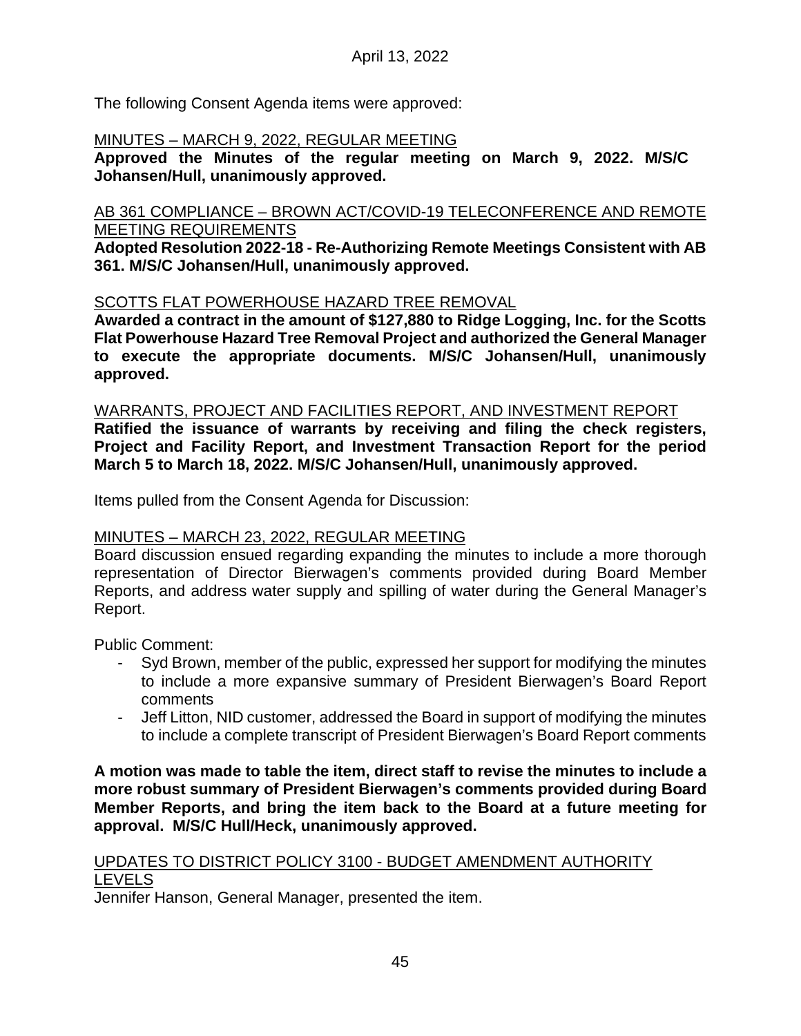The following Consent Agenda items were approved:

MINUTES – MARCH 9, 2022, REGULAR MEETING

**Approved the Minutes of the regular meeting on March 9, 2022. M/S/C Johansen/Hull, unanimously approved.**

AB 361 COMPLIANCE – BROWN ACT/COVID-19 TELECONFERENCE AND REMOTE MEETING REQUIREMENTS

**Adopted Resolution 2022-18 - Re-Authorizing Remote Meetings Consistent with AB 361. M/S/C Johansen/Hull, unanimously approved.**

SCOTTS FLAT POWERHOUSE HAZARD TREE REMOVAL

**Awarded a contract in the amount of $127,880 to Ridge Logging, Inc. for the Scotts Flat Powerhouse Hazard Tree Removal Project and authorized the General Manager to execute the appropriate documents. M/S/C Johansen/Hull, unanimously approved.**

WARRANTS, PROJECT AND FACILITIES REPORT, AND INVESTMENT REPORT

**Ratified the issuance of warrants by receiving and filing the check registers, Project and Facility Report, and Investment Transaction Report for the period March 5 to March 18, 2022. M/S/C Johansen/Hull, unanimously approved.**

Items pulled from the Consent Agenda for Discussion:

MINUTES – MARCH 23, 2022, REGULAR MEETING

Board discussion ensued regarding expanding the minutes to include a more thorough representation of Director Bierwagen's comments provided during Board Member Reports, and address water supply and spilling of water during the General Manager's Report.

Public Comment:

- Syd Brown, member of the public, expressed her support for modifying the minutes to include a more expansive summary of President Bierwagen's Board Report comments
- Jeff Litton, NID customer, addressed the Board in support of modifying the minutes to include a complete transcript of President Bierwagen's Board Report comments

**A motion was made to table the item, direct staff to revise the minutes to include a more robust summary of President Bierwagen's comments provided during Board Member Reports, and bring the item back to the Board at a future meeting for approval. M/S/C Hull/Heck, unanimously approved.**

UPDATES TO DISTRICT POLICY 3100 - BUDGET AMENDMENT AUTHORITY LEVELS

Jennifer Hanson, General Manager, presented the item.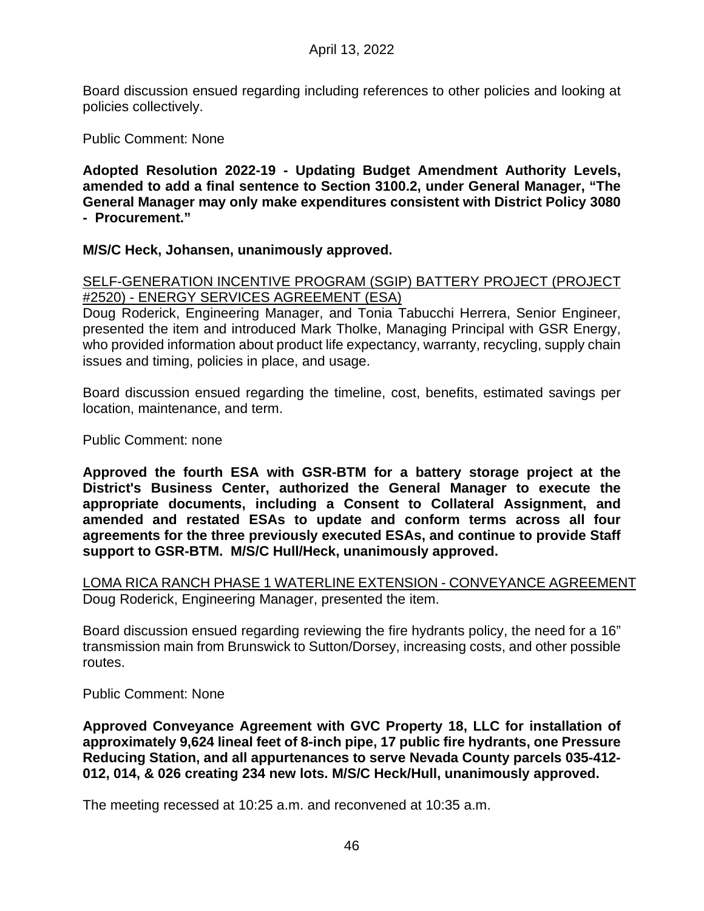Board discussion ensued regarding including references to other policies and looking at policies collectively.

Public Comment: None

**Adopted Resolution 2022-19 - Updating Budget Amendment Authority Levels, amended to add a final sentence to Section 3100.2, under General Manager, "The General Manager may only make expenditures consistent with District Policy 3080 - Procurement."**

**M/S/C Heck, Johansen, unanimously approved.**

<u>SELF-GENERATION INCENTIVE PROGRAM (SGIP) BATTERY PROJECT (PROJECT #2520) - ENERGY SERVICES AGREEMENT (ESA)</u>
Doug Roderick, Engineering Manager, and Tonia Tabucchi Herrera, Senior Engineer, presented the item and introduced Mark Tholke, Managing Principal with GSR Energy, who provided information about product life expectancy, warranty, recycling, supply chain issues and timing, policies in place, and usage.

Board discussion ensued regarding the timeline, cost, benefits, estimated savings per location, maintenance, and term.

Public Comment: none

**Approved the fourth ESA with GSR-BTM for a battery storage project at the District's Business Center, authorized the General Manager to execute the appropriate documents, including a Consent to Collateral Assignment, and amended and restated ESAs to update and conform terms across all four agreements for the three previously executed ESAs, and continue to provide Staff support to GSR-BTM. M/S/C Hull/Heck, unanimously approved.**

<u>LOMA RICA RANCH PHASE 1 WATERLINE EXTENSION - CONVEYANCE AGREEMENT</u>
Doug Roderick, Engineering Manager, presented the item.

Board discussion ensued regarding reviewing the fire hydrants policy, the need for a 16" transmission main from Brunswick to Sutton/Dorsey, increasing costs, and other possible routes.

Public Comment: None

**Approved Conveyance Agreement with GVC Property 18, LLC for installation of approximately 9,624 lineal feet of 8-inch pipe, 17 public fire hydrants, one Pressure Reducing Station, and all appurtenances to serve Nevada County parcels 035-412-012, 014, & 026 creating 234 new lots. M/S/C Heck/Hull, unanimously approved.**

The meeting recessed at 10:25 a.m. and reconvened at 10:35 a.m.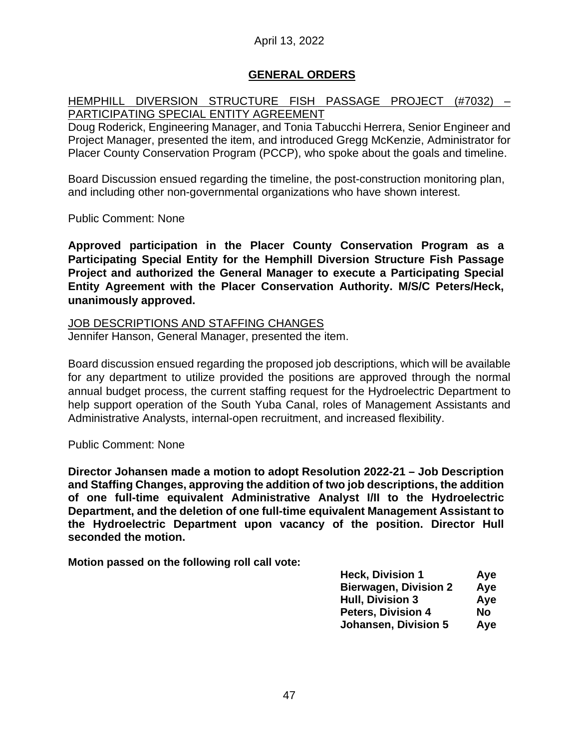April 13, 2022

## GENERAL ORDERS

HEMPHILL DIVERSION STRUCTURE FISH PASSAGE PROJECT (#7032) – PARTICIPATING SPECIAL ENTITY AGREEMENT

Doug Roderick, Engineering Manager, and Tonia Tabucchi Herrera, Senior Engineer and Project Manager, presented the item, and introduced Gregg McKenzie, Administrator for Placer County Conservation Program (PCCP), who spoke about the goals and timeline.

Board Discussion ensued regarding the timeline, the post-construction monitoring plan, and including other non-governmental organizations who have shown interest.

Public Comment: None

**Approved participation in the Placer County Conservation Program as a Participating Special Entity for the Hemphill Diversion Structure Fish Passage Project and authorized the General Manager to execute a Participating Special Entity Agreement with the Placer Conservation Authority. M/S/C Peters/Heck, unanimously approved.**

JOB DESCRIPTIONS AND STAFFING CHANGES

Jennifer Hanson, General Manager, presented the item.

Board discussion ensued regarding the proposed job descriptions, which will be available for any department to utilize provided the positions are approved through the normal annual budget process, the current staffing request for the Hydroelectric Department to help support operation of the South Yuba Canal, roles of Management Assistants and Administrative Analysts, internal-open recruitment, and increased flexibility.

Public Comment: None

**Director Johansen made a motion to adopt Resolution 2022-21 – Job Description and Staffing Changes, approving the addition of two job descriptions, the addition of one full-time equivalent Administrative Analyst I/II to the Hydroelectric Department, and the deletion of one full-time equivalent Management Assistant to the Hydroelectric Department upon vacancy of the position. Director Hull seconded the motion.**

**Motion passed on the following roll call vote:**

| | |
|---|---|
| **Heck, Division 1** | **Aye** |
| **Bierwagen, Division 2** | **Aye** |
| **Hull, Division 3** | **Aye** |
| **Peters, Division 4** | **No** |
| **Johansen, Division 5** | **Aye** |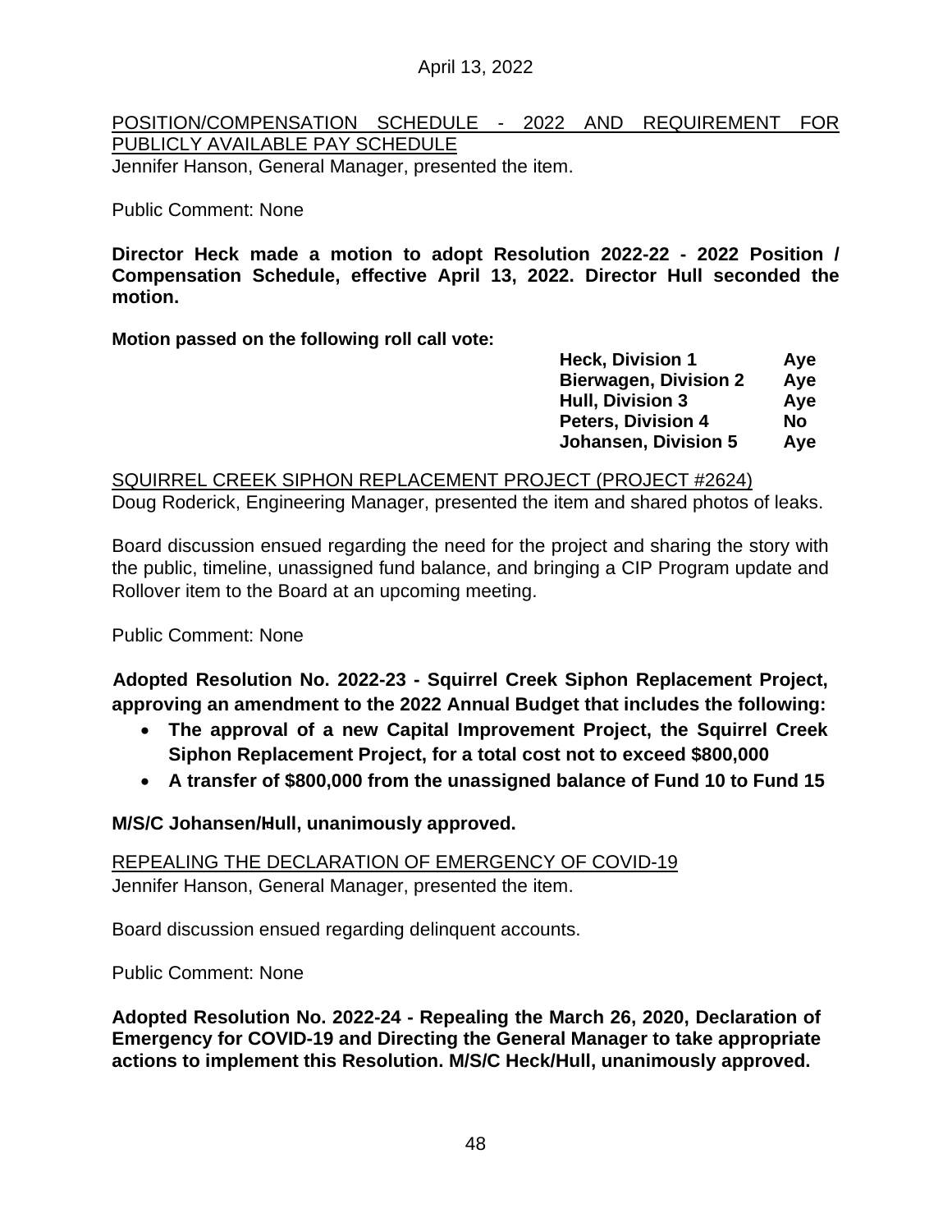April 13, 2022

<u>POSITION/COMPENSATION SCHEDULE - 2022 AND REQUIREMENT FOR PUBLICLY AVAILABLE PAY SCHEDULE</u>

Jennifer Hanson, General Manager, presented the item.

Public Comment: None

**Director Heck made a motion to adopt Resolution 2022-22 - 2022 Position / Compensation Schedule, effective April 13, 2022. Director Hull seconded the motion.**

**Motion passed on the following roll call vote:**

| | |
|---|---|
| **Heck, Division 1** | **Aye** |
| **Bierwagen, Division 2** | **Aye** |
| **Hull, Division 3** | **Aye** |
| **Peters, Division 4** | **No** |
| **Johansen, Division 5** | **Aye** |

<u>SQUIRREL CREEK SIPHON REPLACEMENT PROJECT (PROJECT #2624)</u>

Doug Roderick, Engineering Manager, presented the item and shared photos of leaks.

Board discussion ensued regarding the need for the project and sharing the story with the public, timeline, unassigned fund balance, and bringing a CIP Program update and Rollover item to the Board at an upcoming meeting.

Public Comment: None

**Adopted Resolution No. 2022-23 - Squirrel Creek Siphon Replacement Project, approving an amendment to the 2022 Annual Budget that includes the following:**

- **The approval of a new Capital Improvement Project, the Squirrel Creek Siphon Replacement Project, for a total cost not to exceed $800,000**
- **A transfer of $800,000 from the unassigned balance of Fund 10 to Fund 15**

**M/S/C Johansen/Hull, unanimously approved.**

<u>REPEALING THE DECLARATION OF EMERGENCY OF COVID-19</u>

Jennifer Hanson, General Manager, presented the item.

Board discussion ensued regarding delinquent accounts.

Public Comment: None

**Adopted Resolution No. 2022-24 - Repealing the March 26, 2020, Declaration of Emergency for COVID-19 and Directing the General Manager to take appropriate actions to implement this Resolution. M/S/C Heck/Hull, unanimously approved.**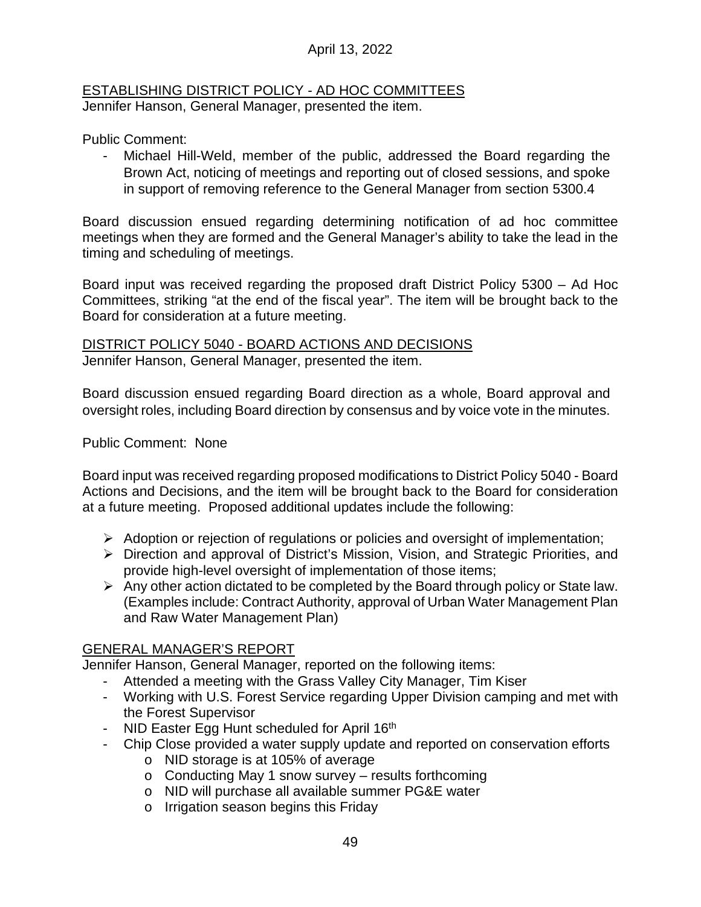## ESTABLISHING DISTRICT POLICY - AD HOC COMMITTEES

Jennifer Hanson, General Manager, presented the item.

Public Comment:

- Michael Hill-Weld, member of the public, addressed the Board regarding the Brown Act, noticing of meetings and reporting out of closed sessions, and spoke in support of removing reference to the General Manager from section 5300.4

Board discussion ensued regarding determining notification of ad hoc committee meetings when they are formed and the General Manager's ability to take the lead in the timing and scheduling of meetings.

Board input was received regarding the proposed draft District Policy 5300 – Ad Hoc Committees, striking "at the end of the fiscal year". The item will be brought back to the Board for consideration at a future meeting.

## DISTRICT POLICY 5040 - BOARD ACTIONS AND DECISIONS

Jennifer Hanson, General Manager, presented the item.

Board discussion ensued regarding Board direction as a whole, Board approval and oversight roles, including Board direction by consensus and by voice vote in the minutes.

Public Comment: None

Board input was received regarding proposed modifications to District Policy 5040 - Board Actions and Decisions, and the item will be brought back to the Board for consideration at a future meeting. Proposed additional updates include the following:

- Adoption or rejection of regulations or policies and oversight of implementation;
- Direction and approval of District's Mission, Vision, and Strategic Priorities, and provide high-level oversight of implementation of those items;
- Any other action dictated to be completed by the Board through policy or State law. (Examples include: Contract Authority, approval of Urban Water Management Plan and Raw Water Management Plan)

## GENERAL MANAGER'S REPORT

Jennifer Hanson, General Manager, reported on the following items:

- Attended a meeting with the Grass Valley City Manager, Tim Kiser
- Working with U.S. Forest Service regarding Upper Division camping and met with the Forest Supervisor
- NID Easter Egg Hunt scheduled for April 16th
- Chip Close provided a water supply update and reported on conservation efforts
  - NID storage is at 105% of average
  - Conducting May 1 snow survey – results forthcoming
  - NID will purchase all available summer PG&E water
  - Irrigation season begins this Friday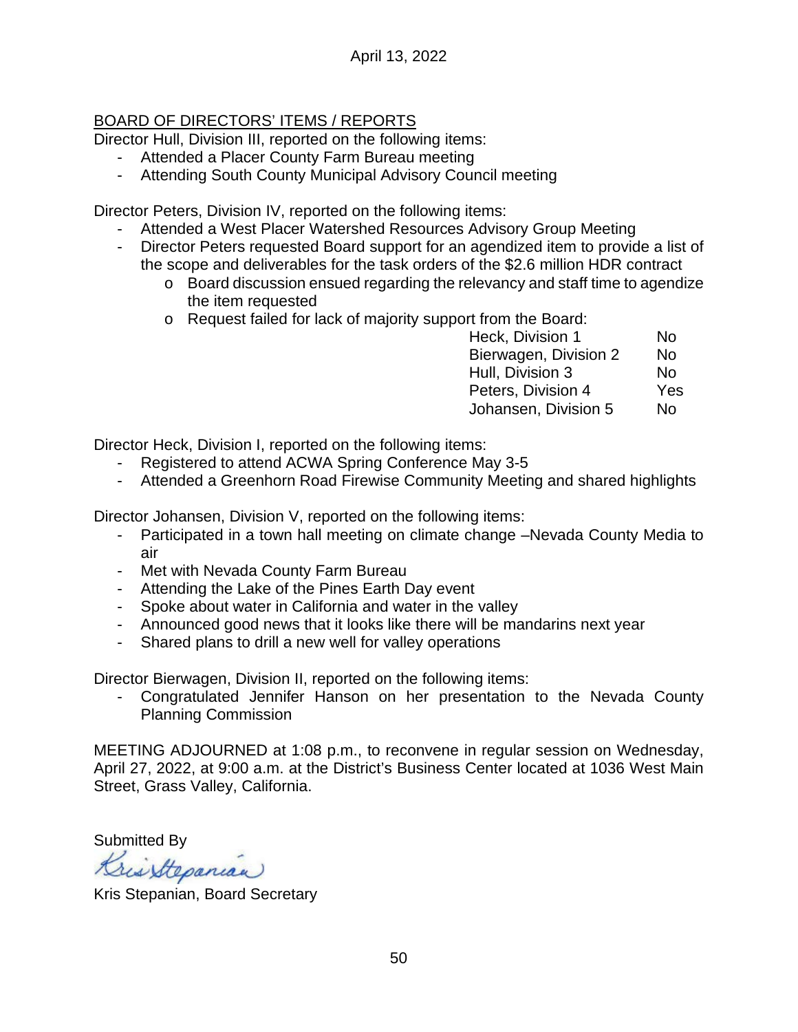April 13, 2022

## BOARD OF DIRECTORS' ITEMS / REPORTS

Director Hull, Division III, reported on the following items:

- Attended a Placer County Farm Bureau meeting
- Attending South County Municipal Advisory Council meeting

Director Peters, Division IV, reported on the following items:

- Attended a West Placer Watershed Resources Advisory Group Meeting
- Director Peters requested Board support for an agendized item to provide a list of the scope and deliverables for the task orders of the $2.6 million HDR contract
  - o Board discussion ensued regarding the relevancy and staff time to agendize the item requested
  - o Request failed for lack of majority support from the Board:

| | |
|---|---|
| Heck, Division 1 | No |
| Bierwagen, Division 2 | No |
| Hull, Division 3 | No |
| Peters, Division 4 | Yes |
| Johansen, Division 5 | No |

Director Heck, Division I, reported on the following items:

- Registered to attend ACWA Spring Conference May 3-5
- Attended a Greenhorn Road Firewise Community Meeting and shared highlights

Director Johansen, Division V, reported on the following items:

- Participated in a town hall meeting on climate change –Nevada County Media to air
- Met with Nevada County Farm Bureau
- Attending the Lake of the Pines Earth Day event
- Spoke about water in California and water in the valley
- Announced good news that it looks like there will be mandarins next year
- Shared plans to drill a new well for valley operations

Director Bierwagen, Division II, reported on the following items:

- Congratulated Jennifer Hanson on her presentation to the Nevada County Planning Commission

MEETING ADJOURNED at 1:08 p.m., to reconvene in regular session on Wednesday, April 27, 2022, at 9:00 a.m. at the District's Business Center located at 1036 West Main Street, Grass Valley, California.

Submitted By

Kris Stepanian

Kris Stepanian, Board Secretary